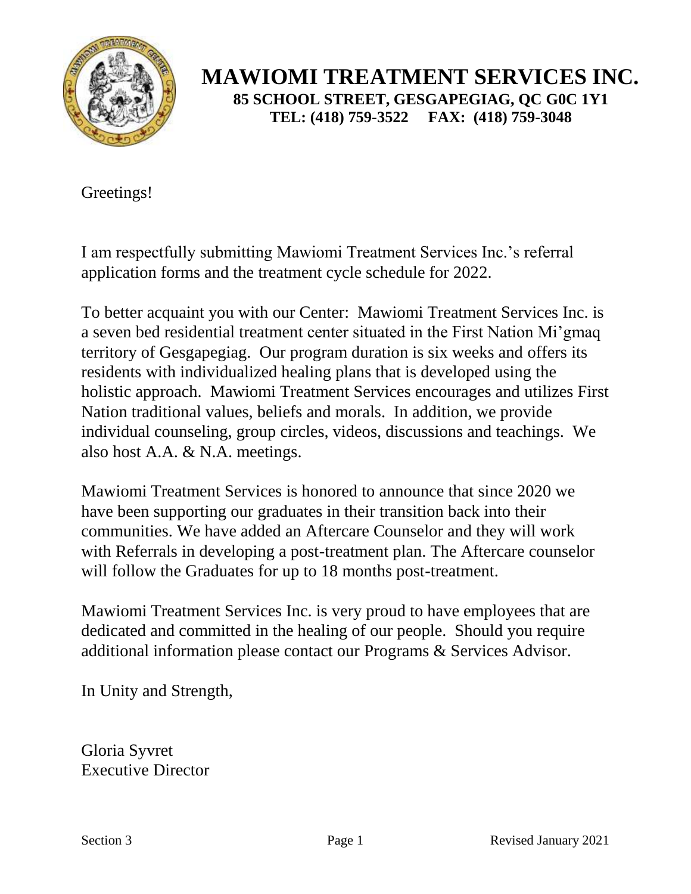# MAWIOMI TREATMENT SERVICES INC.

**85 SCHOOL STREET, GESGAPEGIAG, QC G0C 1Y1**
**TEL: (418) 759-3522 FAX: (418) 759-3048**

Greetings!

I am respectfully submitting Mawiomi Treatment Services Inc.'s referral application forms and the treatment cycle schedule for 2022.

To better acquaint you with our Center: Mawiomi Treatment Services Inc. is a seven bed residential treatment center situated in the First Nation Mi'gmaq territory of Gesgapegiag. Our program duration is six weeks and offers its residents with individualized healing plans that is developed using the holistic approach. Mawiomi Treatment Services encourages and utilizes First Nation traditional values, beliefs and morals. In addition, we provide individual counseling, group circles, videos, discussions and teachings. We also host A.A. & N.A. meetings.

Mawiomi Treatment Services is honored to announce that since 2020 we have been supporting our graduates in their transition back into their communities. We have added an Aftercare Counselor and they will work with Referrals in developing a post-treatment plan. The Aftercare counselor will follow the Graduates for up to 18 months post-treatment.

Mawiomi Treatment Services Inc. is very proud to have employees that are dedicated and committed in the healing of our people. Should you require additional information please contact our Programs & Services Advisor.

In Unity and Strength,

Gloria Syvret
Executive Director

Section 3 Revised January 2021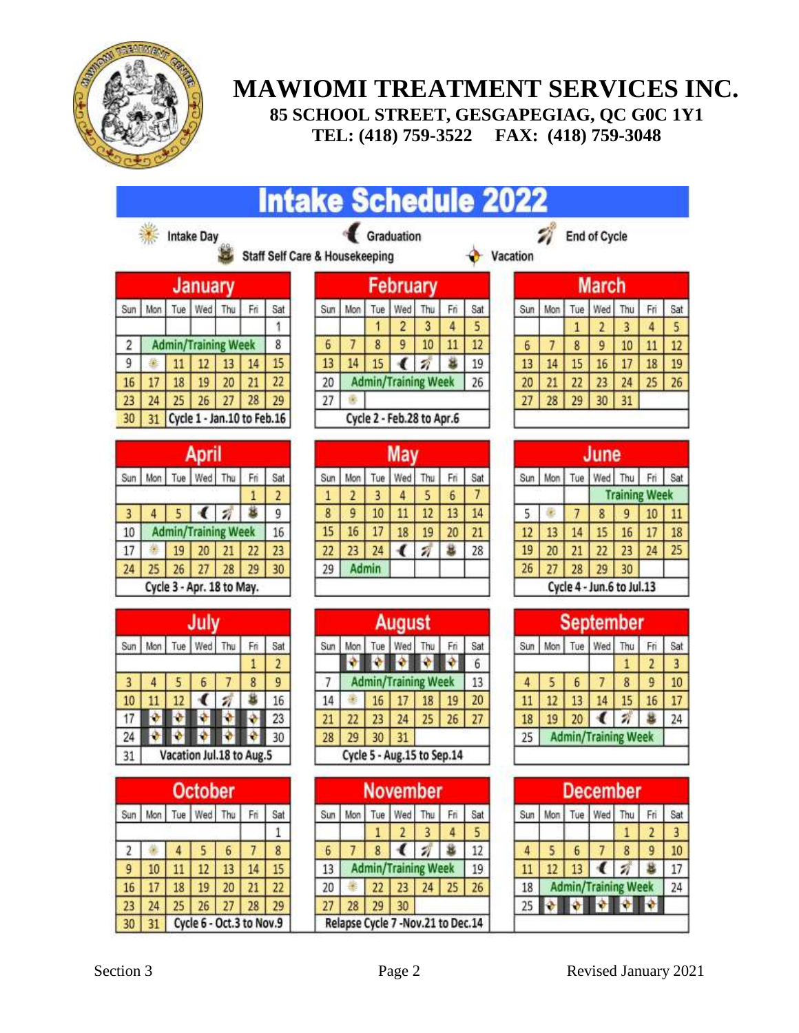# MAWIOMI TREATMENT SERVICES INC.

**85 SCHOOL STREET, GESGAPEGIAG, QC G0C 1Y1**
**TEL: (418) 759-3522 FAX: (418) 759-3048**

## Intake Schedule 2022

Legend: Intake Day · Graduation · End of Cycle · Staff Self Care & Housekeeping · Vacation

### January

| Sun | Mon | Tue | Wed | Thu | Fri | Sat |
|---|---|---|---|---|---|---|
| | | | | | | 1 |
| 2 | Admin/Training Week | | | | | 8 |
| 9 | Intake Day | 11 | 12 | 13 | 14 | 15 |
| 16 | 17 | 18 | 19 | 20 | 21 | 22 |
| 23 | 24 | 25 | 26 | 27 | 28 | 29 |
| 30 | 31 | Cycle 1 - Jan.10 to Feb.16 | | | | |

### February

| Sun | Mon | Tue | Wed | Thu | Fri | Sat |
|---|---|---|---|---|---|---|
| | | 1 | 2 | 3 | 4 | 5 |
| 6 | 7 | 8 | 9 | 10 | 11 | 12 |
| 13 | 14 | 15 | Graduation | End of Cycle | Staff Self Care & Housekeeping | 19 |
| 20 | Admin/Training Week | | | | | 26 |
| 27 | Intake Day | | | | | |
| Cycle 2 - Feb.28 to Apr.6 | | | | | | |

### March

| Sun | Mon | Tue | Wed | Thu | Fri | Sat |
|---|---|---|---|---|---|---|
| | | 1 | 2 | 3 | 4 | 5 |
| 6 | 7 | 8 | 9 | 10 | 11 | 12 |
| 13 | 14 | 15 | 16 | 17 | 18 | 19 |
| 20 | 21 | 22 | 23 | 24 | 25 | 26 |
| 27 | 28 | 29 | 30 | 31 | | |

### April

| Sun | Mon | Tue | Wed | Thu | Fri | Sat |
|---|---|---|---|---|---|---|
| | | | | | 1 | 2 |
| 3 | 4 | 5 | Graduation | End of Cycle | Staff Self Care & Housekeeping | 9 |
| 10 | Admin/Training Week | | | | | 16 |
| 17 | Intake Day | 19 | 20 | 21 | 22 | 23 |
| 24 | 25 | 26 | 27 | 28 | 29 | 30 |
| Cycle 3 - Apr. 18 to May. | | | | | | |

### May

| Sun | Mon | Tue | Wed | Thu | Fri | Sat |
|---|---|---|---|---|---|---|
| 1 | 2 | 3 | 4 | 5 | 6 | 7 |
| 8 | 9 | 10 | 11 | 12 | 13 | 14 |
| 15 | 16 | 17 | 18 | 19 | 20 | 21 |
| 22 | 23 | 24 | Graduation | End of Cycle | Staff Self Care & Housekeeping | 28 |
| 29 | Admin | | | | | |

### June

| Sun | Mon | Tue | Wed | Thu | Fri | Sat |
|---|---|---|---|---|---|---|
| | | | Training Week | | | |
| 5 | Intake Day | 7 | 8 | 9 | 10 | 11 |
| 12 | 13 | 14 | 15 | 16 | 17 | 18 |
| 19 | 20 | 21 | 22 | 23 | 24 | 25 |
| 26 | 27 | 28 | 29 | 30 | | |
| Cycle 4 - Jun.6 to Jul.13 | | | | | | |

### July

| Sun | Mon | Tue | Wed | Thu | Fri | Sat |
|---|---|---|---|---|---|---|
| | | | | | 1 | 2 |
| 3 | 4 | 5 | 6 | 7 | 8 | 9 |
| 10 | 11 | 12 | Graduation | End of Cycle | Staff Self Care & Housekeeping | 16 |
| 17 | Vacation | Vacation | Vacation | Vacation | Vacation | 23 |
| 24 | Vacation | Vacation | Vacation | Vacation | Vacation | 30 |
| 31 | Vacation Jul.18 to Aug.5 | | | | | |

### August

| Sun | Mon | Tue | Wed | Thu | Fri | Sat |
|---|---|---|---|---|---|---|
| | Vacation | Vacation | Vacation | Vacation | Vacation | 6 |
| 7 | Admin/Training Week | | | | | 13 |
| 14 | Intake Day | 16 | 17 | 18 | 19 | 20 |
| 21 | 22 | 23 | 24 | 25 | 26 | 27 |
| 28 | 29 | 30 | 31 | | | |
| Cycle 5 - Aug.15 to Sep.14 | | | | | | |

### September

| Sun | Mon | Tue | Wed | Thu | Fri | Sat |
|---|---|---|---|---|---|---|
| | | | | 1 | 2 | 3 |
| 4 | 5 | 6 | 7 | 8 | 9 | 10 |
| 11 | 12 | 13 | 14 | 15 | 16 | 17 |
| 18 | 19 | 20 | Graduation | End of Cycle | Staff Self Care & Housekeeping | 24 |
| 25 | Admin/Training Week | | | | | |

### October

| Sun | Mon | Tue | Wed | Thu | Fri | Sat |
|---|---|---|---|---|---|---|
| | | | | | | 1 |
| 2 | Intake Day | 4 | 5 | 6 | 7 | 8 |
| 9 | 10 | 11 | 12 | 13 | 14 | 15 |
| 16 | 17 | 18 | 19 | 20 | 21 | 22 |
| 23 | 24 | 25 | 26 | 27 | 28 | 29 |
| 30 | 31 | Cycle 6 - Oct.3 to Nov.9 | | | | |

### November

| Sun | Mon | Tue | Wed | Thu | Fri | Sat |
|---|---|---|---|---|---|---|
| | | 1 | 2 | 3 | 4 | 5 |
| 6 | 7 | 8 | Graduation | End of Cycle | Staff Self Care & Housekeeping | 12 |
| 13 | Admin/Training Week | | | | | 19 |
| 20 | Intake Day | 22 | 23 | 24 | 25 | 26 |
| 27 | 28 | 29 | 30 | | | |
| Relapse Cycle 7 -Nov.21 to Dec.14 | | | | | | |

### December

| Sun | Mon | Tue | Wed | Thu | Fri | Sat |
|---|---|---|---|---|---|---|
| | | | | 1 | 2 | 3 |
| 4 | 5 | 6 | 7 | 8 | 9 | 10 |
| 11 | 12 | 13 | Graduation | End of Cycle | Staff Self Care & Housekeeping | 17 |
| 18 | Admin/Training Week | | | | | 24 |
| 25 | Vacation | Vacation | Vacation | Vacation | Vacation | |

Section 3 Revised January 2021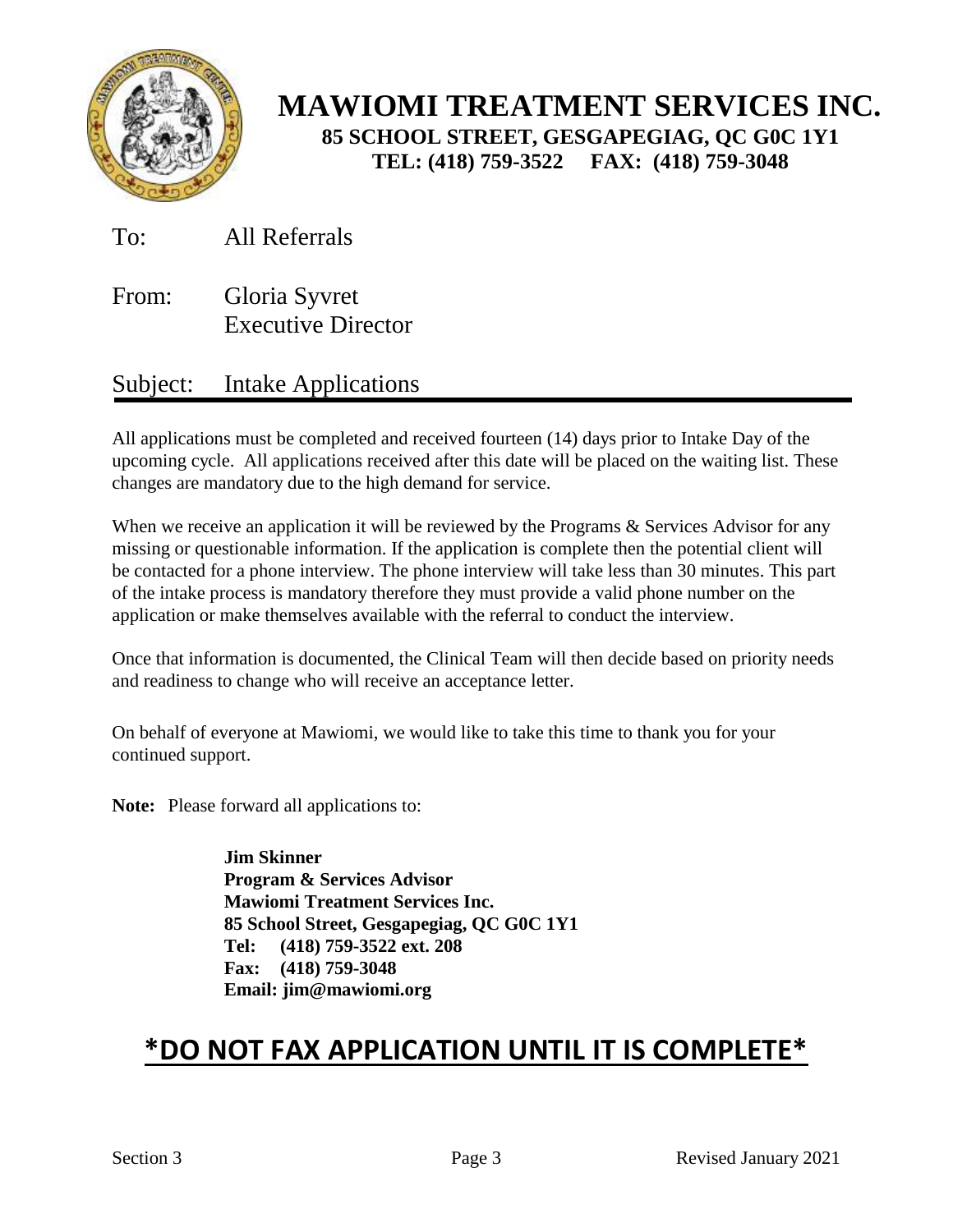# MAWIOMI TREATMENT SERVICES INC.

**85 SCHOOL STREET, GESGAPEGIAG, QC G0C 1Y1**
**TEL: (418) 759-3522 FAX: (418) 759-3048**

To: All Referrals

From: Gloria Syvret
Executive Director

Subject: Intake Applications

---

All applications must be completed and received fourteen (14) days prior to Intake Day of the upcoming cycle. All applications received after this date will be placed on the waiting list. These changes are mandatory due to the high demand for service.

When we receive an application it will be reviewed by the Programs & Services Advisor for any missing or questionable information. If the application is complete then the potential client will be contacted for a phone interview. The phone interview will take less than 30 minutes. This part of the intake process is mandatory therefore they must provide a valid phone number on the application or make themselves available with the referral to conduct the interview.

Once that information is documented, the Clinical Team will then decide based on priority needs and readiness to change who will receive an acceptance letter.

On behalf of everyone at Mawiomi, we would like to take this time to thank you for your continued support.

**Note:** Please forward all applications to:

**Jim Skinner**
**Program & Services Advisor**
**Mawiomi Treatment Services Inc.**
**85 School Street, Gesgapegiag, QC G0C 1Y1**
**Tel: (418) 759-3522 ext. 208**
**Fax: (418) 759-3048**
**Email: jim@mawiomi.org**

## *DO NOT FAX APPLICATION UNTIL IT IS COMPLETE*

Section 3 Revised January 2021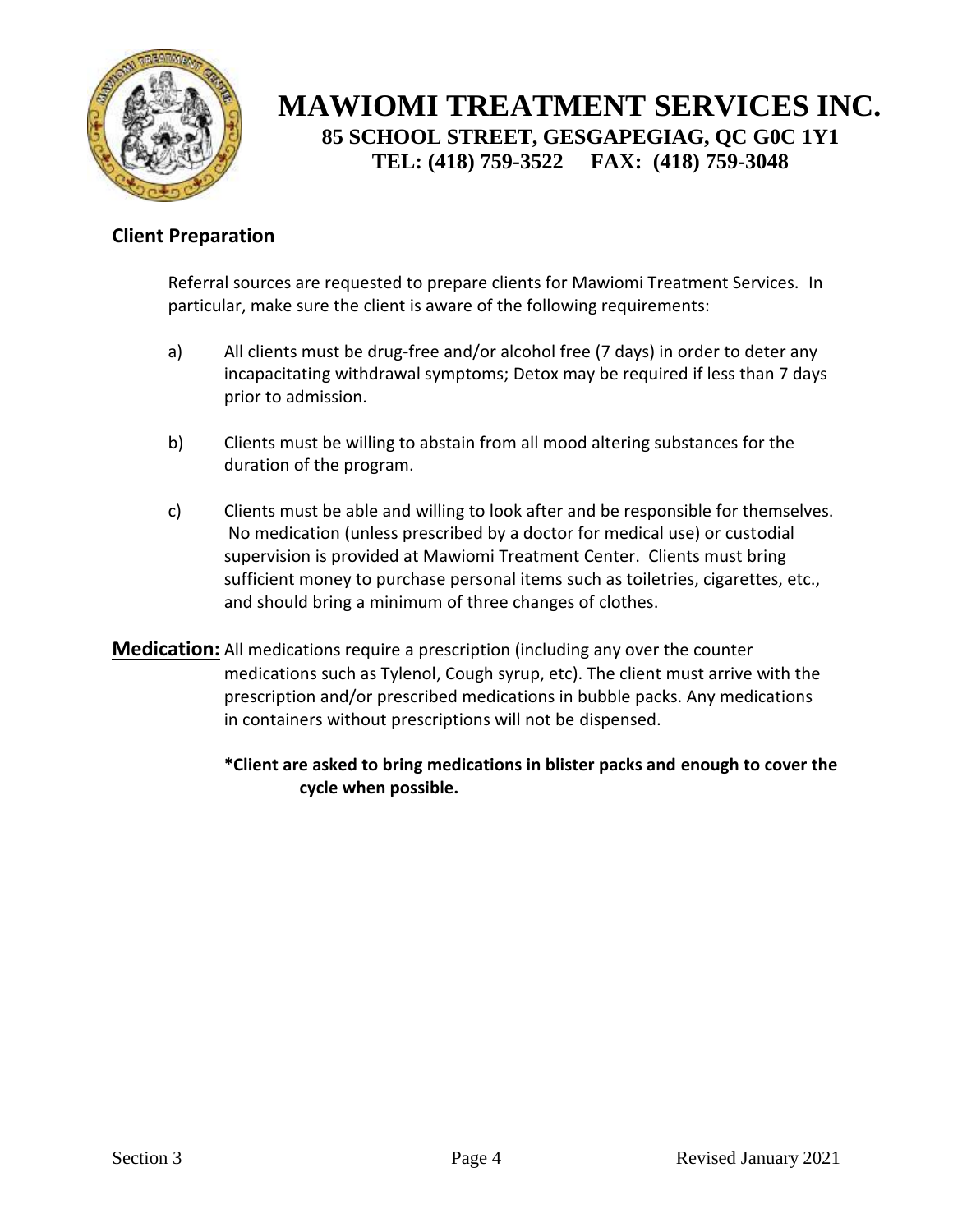# MAWIOMI TREATMENT SERVICES INC.

**85 SCHOOL STREET, GESGAPEGIAG, QC G0C 1Y1**
**TEL: (418) 759-3522 FAX: (418) 759-3048**

## Client Preparation

Referral sources are requested to prepare clients for Mawiomi Treatment Services. In particular, make sure the client is aware of the following requirements:

a) All clients must be drug-free and/or alcohol free (7 days) in order to deter any incapacitating withdrawal symptoms; Detox may be required if less than 7 days prior to admission.

b) Clients must be willing to abstain from all mood altering substances for the duration of the program.

c) Clients must be able and willing to look after and be responsible for themselves. No medication (unless prescribed by a doctor for medical use) or custodial supervision is provided at Mawiomi Treatment Center. Clients must bring sufficient money to purchase personal items such as toiletries, cigarettes, etc., and should bring a minimum of three changes of clothes.

**Medication:** All medications require a prescription (including any over the counter medications such as Tylenol, Cough syrup, etc). The client must arrive with the prescription and/or prescribed medications in bubble packs. Any medications in containers without prescriptions will not be dispensed.

**\*Client are asked to bring medications in blister packs and enough to cover the cycle when possible.**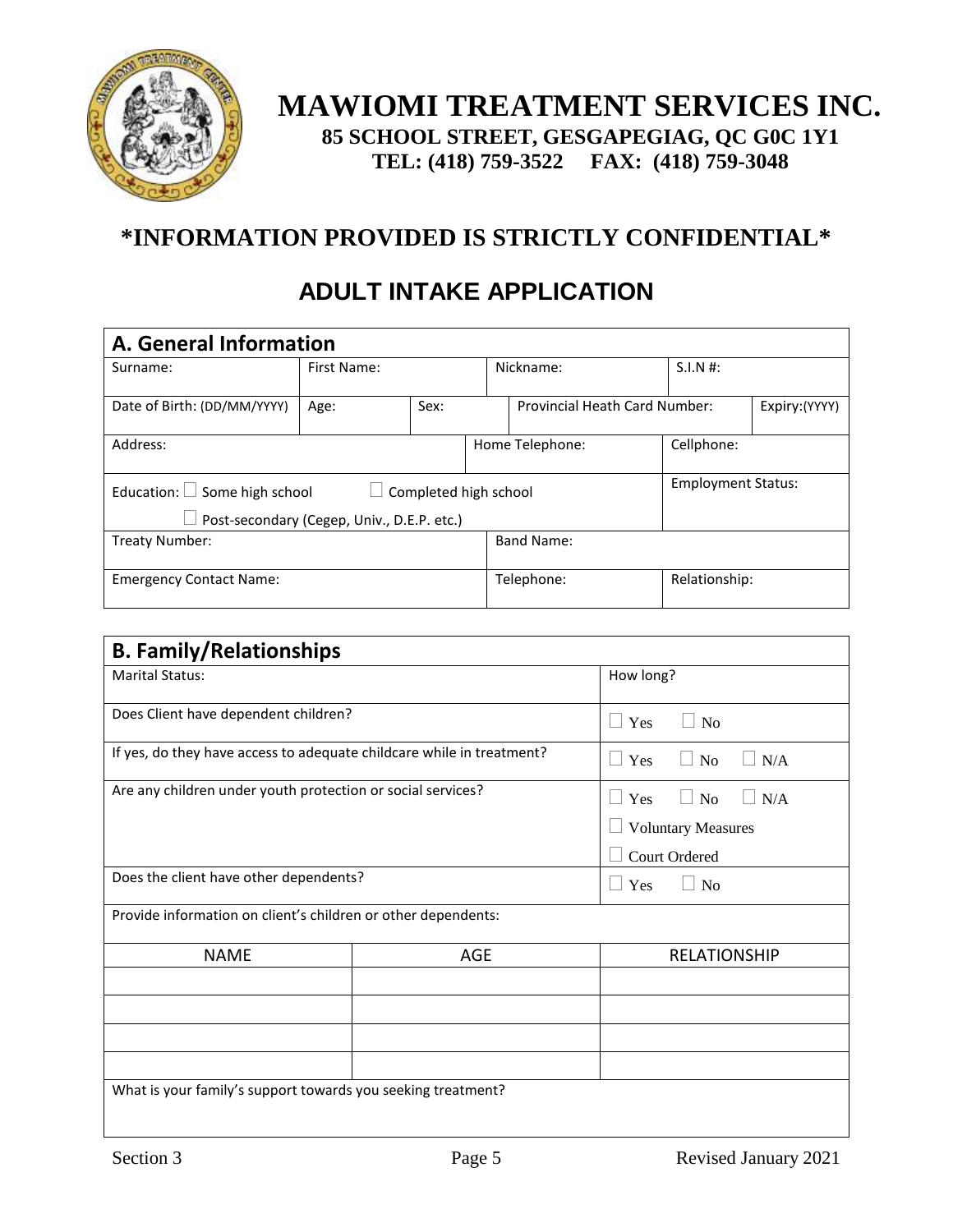# MAWIOMI TREATMENT SERVICES INC.

**85 SCHOOL STREET, GESGAPEGIAG, QC G0C 1Y1**

**TEL: (418) 759-3522 FAX: (418) 759-3048**

## *INFORMATION PROVIDED IS STRICTLY CONFIDENTIAL*

## ADULT INTAKE APPLICATION

### A. General Information

| | | | |
|---|---|---|---|
| Surname: | First Name: | Nickname: | S.I.N #: |
| Date of Birth: (DD/MM/YYYY) | Age: | Sex: | Provincial Heath Card Number: | Expiry:(YYYY) |
| Address: | Home Telephone: | Cellphone: | |
| Education: ☐ Some high school ☐ Completed high school ☐ Post-secondary (Cegep, Univ., D.E.P. etc.) | | Employment Status: | |
| Treaty Number: | Band Name: | | |
| Emergency Contact Name: | Telephone: | Relationship: | |

### B. Family/Relationships

| | |
|---|---|
| Marital Status: | How long? |
| Does Client have dependent children? | ☐ Yes ☐ No |
| If yes, do they have access to adequate childcare while in treatment? | ☐ Yes ☐ No ☐ N/A |
| Are any children under youth protection or social services? | ☐ Yes ☐ No ☐ N/A<br>☐ Voluntary Measures<br>☐ Court Ordered |
| Does the client have other dependents? | ☐ Yes ☐ No |

Provide information on client's children or other dependents:

| NAME | AGE | RELATIONSHIP |
|---|---|---|
| | | |
| | | |
| | | |
| | | |

What is your family's support towards you seeking treatment?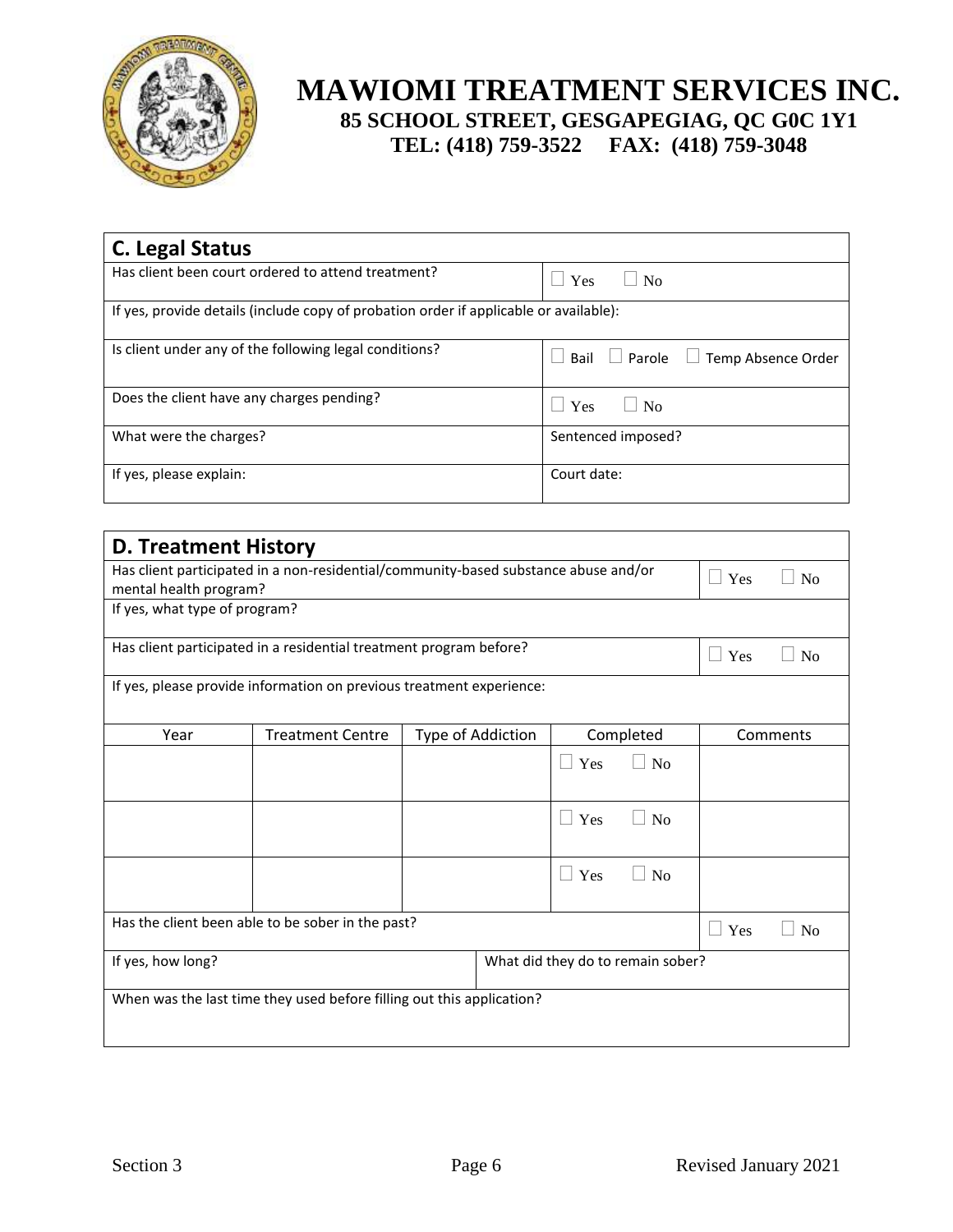# MAWIOMI TREATMENT SERVICES INC.

**85 SCHOOL STREET, GESGAPEGIAG, QC G0C 1Y1**

**TEL: (418) 759-3522 FAX: (418) 759-3048**

## C. Legal Status

| | |
|---|---|
| Has client been court ordered to attend treatment? | ☐ Yes ☐ No |
| If yes, provide details (include copy of probation order if applicable or available): | |
| Is client under any of the following legal conditions? | ☐ Bail ☐ Parole ☐ Temp Absence Order |
| Does the client have any charges pending? | ☐ Yes ☐ No |
| What were the charges? | Sentenced imposed? |
| If yes, please explain: | Court date: |

## D. Treatment History

| | |
|---|---|
| Has client participated in a non-residential/community-based substance abuse and/or mental health program? | ☐ Yes ☐ No |
| If yes, what type of program? | |
| Has client participated in a residential treatment program before? | ☐ Yes ☐ No |
| If yes, please provide information on previous treatment experience: | |

| Year | Treatment Centre | Type of Addiction | Completed | Comments |
|---|---|---|---|---|
| | | | ☐ Yes ☐ No | |
| | | | ☐ Yes ☐ No | |
| | | | ☐ Yes ☐ No | |

| | |
|---|---|
| Has the client been able to be sober in the past? | ☐ Yes ☐ No |
| If yes, how long? | What did they do to remain sober? |
| When was the last time they used before filling out this application? | |

Section 3 Revised January 2021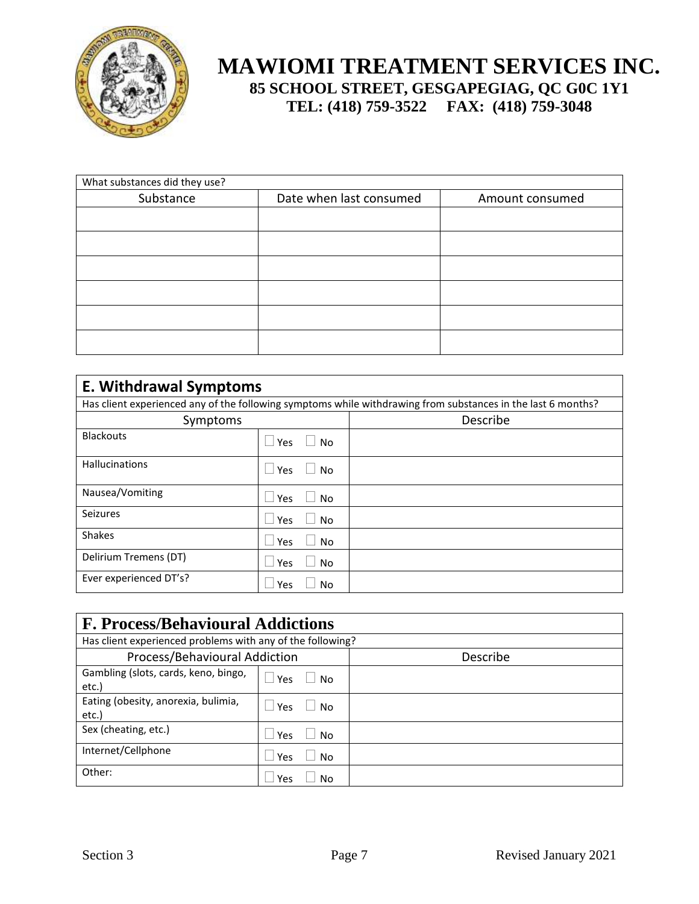# MAWIOMI TREATMENT SERVICES INC.
**85 SCHOOL STREET, GESGAPEGIAG, QC G0C 1Y1**
**TEL: (418) 759-3522 FAX: (418) 759-3048**

| What substances did they use? | | |
|---|---|---|
| Substance | Date when last consumed | Amount consumed |
| | | |
| | | |
| | | |
| | | |
| | | |
| | | |

## E. Withdrawal Symptoms

Has client experienced any of the following symptoms while withdrawing from substances in the last 6 months?

| Symptoms | | Describe |
|---|---|---|
| Blackouts | ☐ Yes ☐ No | |
| Hallucinations | ☐ Yes ☐ No | |
| Nausea/Vomiting | ☐ Yes ☐ No | |
| Seizures | ☐ Yes ☐ No | |
| Shakes | ☐ Yes ☐ No | |
| Delirium Tremens (DT) | ☐ Yes ☐ No | |
| Ever experienced DT's? | ☐ Yes ☐ No | |

## F. Process/Behavioural Addictions

Has client experienced problems with any of the following?

| Process/Behavioural Addiction | | Describe |
|---|---|---|
| Gambling (slots, cards, keno, bingo, etc.) | ☐ Yes ☐ No | |
| Eating (obesity, anorexia, bulimia, etc.) | ☐ Yes ☐ No | |
| Sex (cheating, etc.) | ☐ Yes ☐ No | |
| Internet/Cellphone | ☐ Yes ☐ No | |
| Other: | ☐ Yes ☐ No | |

Section 3 Revised January 2021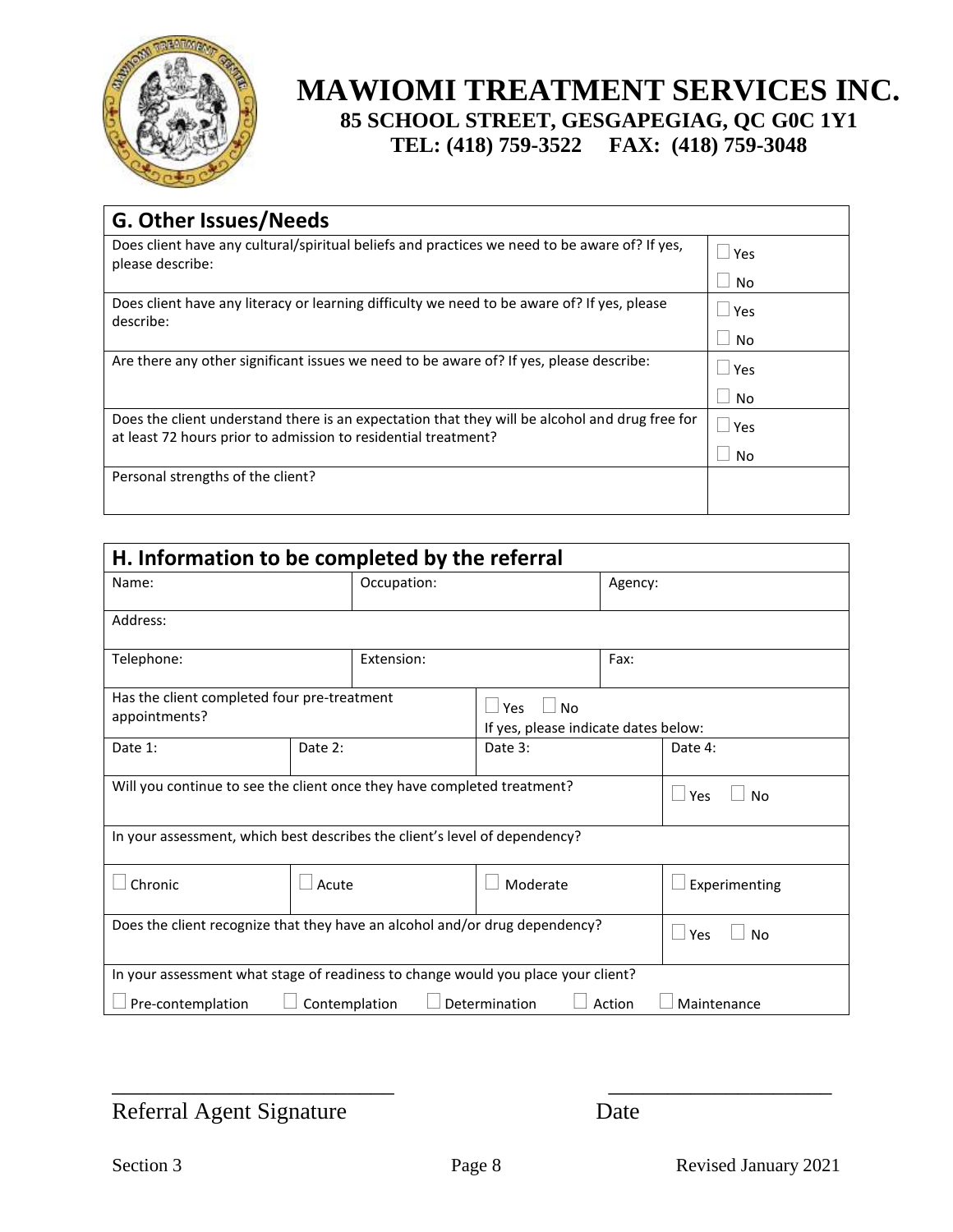# MAWIOMI TREATMENT SERVICES INC.

**85 SCHOOL STREET, GESGAPEGIAG, QC G0C 1Y1**
**TEL: (418) 759-3522 FAX: (418) 759-3048**

| G. Other Issues/Needs | |
|---|---|
| Does client have any cultural/spiritual beliefs and practices we need to be aware of? If yes, please describe: | ☐ Yes ☐ No |
| Does client have any literacy or learning difficulty we need to be aware of? If yes, please describe: | ☐ Yes ☐ No |
| Are there any other significant issues we need to be aware of? If yes, please describe: | ☐ Yes ☐ No |
| Does the client understand there is an expectation that they will be alcohol and drug free for at least 72 hours prior to admission to residential treatment? | ☐ Yes ☐ No |
| Personal strengths of the client? | |

| H. Information to be completed by the referral | | | |
|---|---|---|---|
| Name: | Occupation: | | Agency: |
| Address: | | | |
| Telephone: | Extension: | | Fax: |
| Has the client completed four pre-treatment appointments? | | ☐ Yes ☐ No<br>If yes, please indicate dates below: | |
| Date 1: | Date 2: | Date 3: | Date 4: |
| Will you continue to see the client once they have completed treatment? | | | ☐ Yes ☐ No |
| In your assessment, which best describes the client's level of dependency? | | | |
| ☐ Chronic | ☐ Acute | ☐ Moderate | ☐ Experimenting |
| Does the client recognize that they have an alcohol and/or drug dependency? | | | ☐ Yes ☐ No |
| In your assessment what stage of readiness to change would you place your client?<br>☐ Pre-contemplation ☐ Contemplation ☐ Determination ☐ Action ☐ Maintenance | | | |

\_\_\_\_\_\_\_\_\_\_\_\_\_\_\_\_\_\_\_\_\_\_\_\_\_\_\_ \_\_\_\_\_\_\_\_\_\_\_\_\_\_\_\_\_\_\_\_\_\_

Referral Agent Signature Date

Section 3 Revised January 2021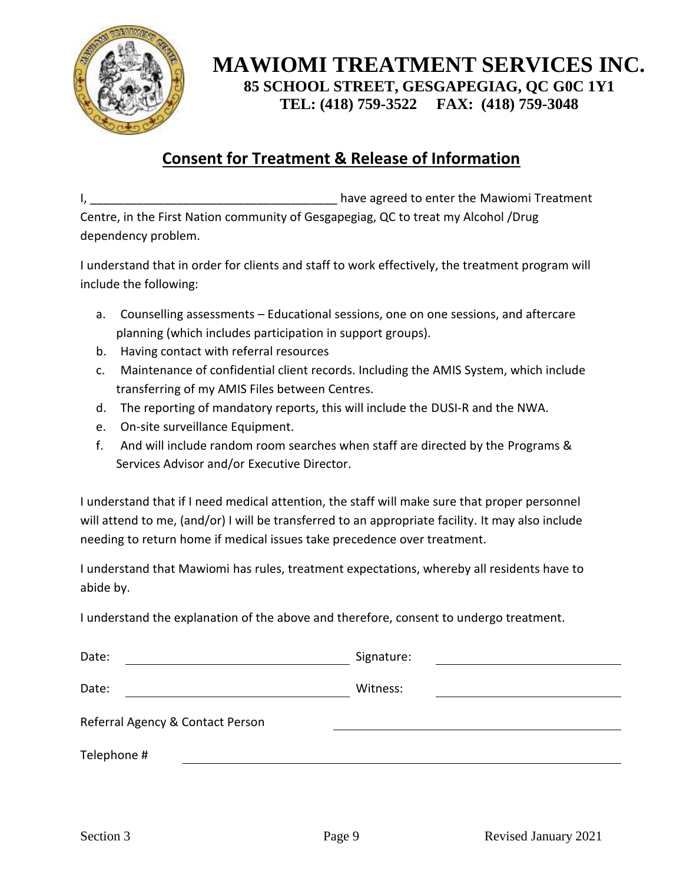# MAWIOMI TREATMENT SERVICES INC.

**85 SCHOOL STREET, GESGAPEGIAG, QC G0C 1Y1**

**TEL: (418) 759-3522 FAX: (418) 759-3048**

## Consent for Treatment & Release of Information

I, ____________________________________ have agreed to enter the Mawiomi Treatment Centre, in the First Nation community of Gesgapegiag, QC to treat my Alcohol /Drug dependency problem.

I understand that in order for clients and staff to work effectively, the treatment program will include the following:

a. Counselling assessments – Educational sessions, one on one sessions, and aftercare planning (which includes participation in support groups).
b. Having contact with referral resources
c. Maintenance of confidential client records. Including the AMIS System, which include transferring of my AMIS Files between Centres.
d. The reporting of mandatory reports, this will include the DUSI-R and the NWA.
e. On-site surveillance Equipment.
f. And will include random room searches when staff are directed by the Programs & Services Advisor and/or Executive Director.

I understand that if I need medical attention, the staff will make sure that proper personnel will attend to me, (and/or) I will be transferred to an appropriate facility. It may also include needing to return home if medical issues take precedence over treatment.

I understand that Mawiomi has rules, treatment expectations, whereby all residents have to abide by.

I understand the explanation of the above and therefore, consent to undergo treatment.

Date: ______________________ Signature: ______________________

Date: ______________________ Witness: ______________________

Referral Agency & Contact Person ______________________

Telephone # ______________________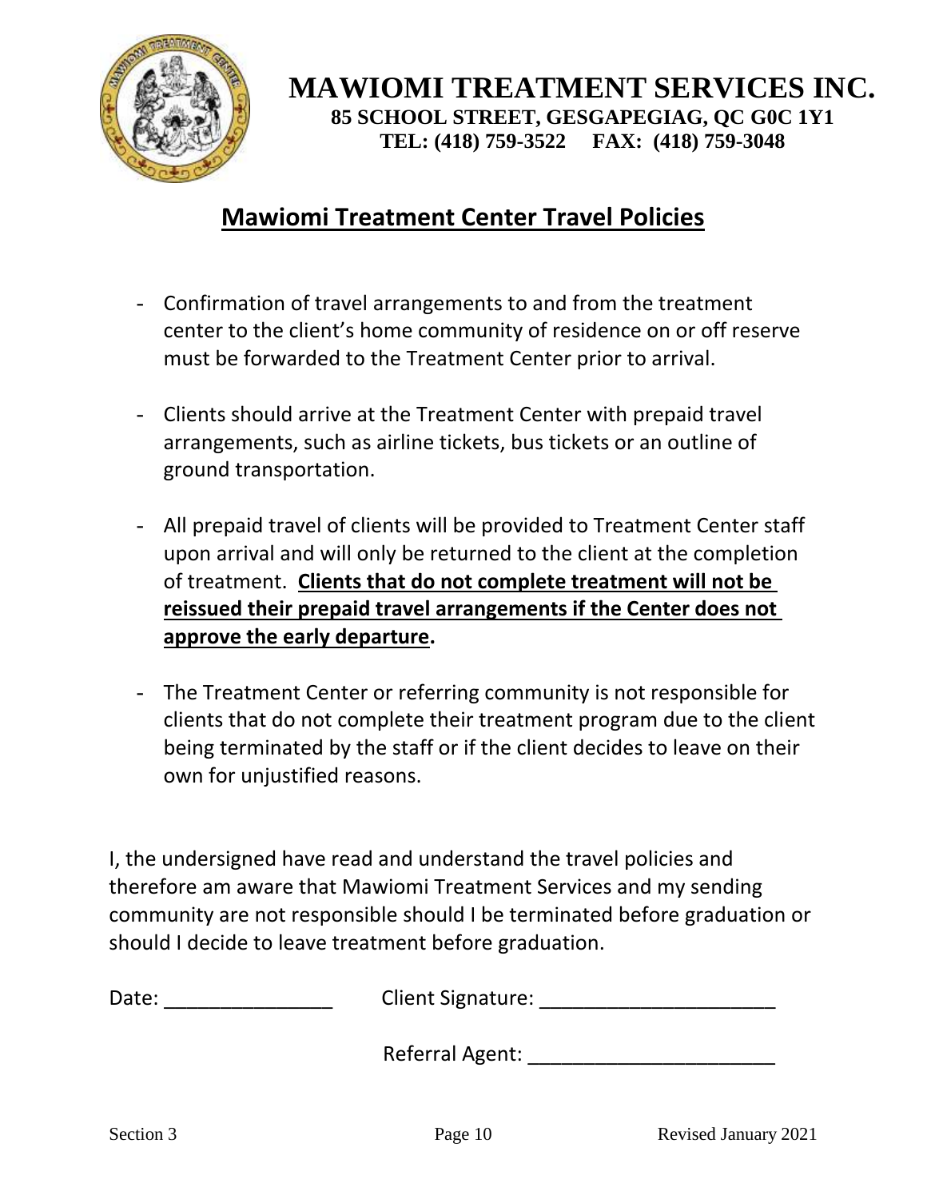# MAWIOMI TREATMENT SERVICES INC.

**85 SCHOOL STREET, GESGAPEGIAG, QC G0C 1Y1**

**TEL: (418) 759-3522 FAX: (418) 759-3048**

## Mawiomi Treatment Center Travel Policies

- Confirmation of travel arrangements to and from the treatment center to the client's home community of residence on or off reserve must be forwarded to the Treatment Center prior to arrival.
- Clients should arrive at the Treatment Center with prepaid travel arrangements, such as airline tickets, bus tickets or an outline of ground transportation.
- All prepaid travel of clients will be provided to Treatment Center staff upon arrival and will only be returned to the client at the completion of treatment. **Clients that do not complete treatment will not be reissued their prepaid travel arrangements if the Center does not approve the early departure.**
- The Treatment Center or referring community is not responsible for clients that do not complete their treatment program due to the client being terminated by the staff or if the client decides to leave on their own for unjustified reasons.

I, the undersigned have read and understand the travel policies and therefore am aware that Mawiomi Treatment Services and my sending community are not responsible should I be terminated before graduation or should I decide to leave treatment before graduation.

Date: _______________ Client Signature: _____________________

Referral Agent: ______________________

Section 3 Revised January 2021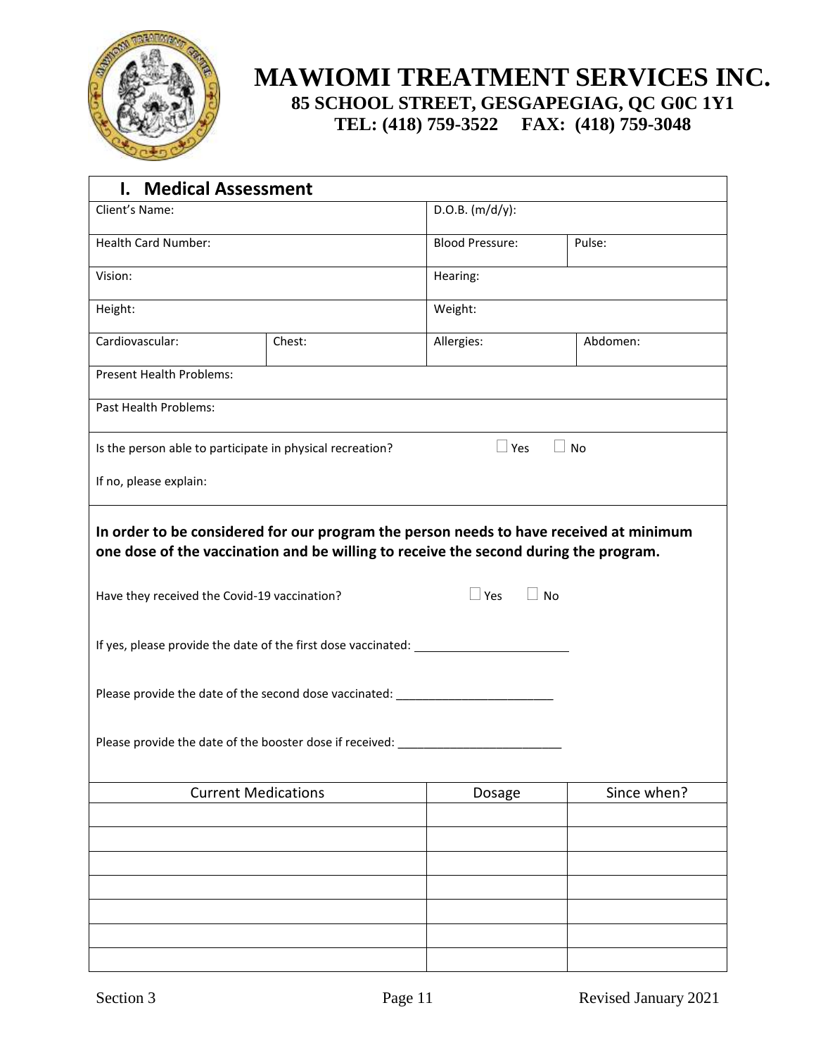# MAWIOMI TREATMENT SERVICES INC.

**85 SCHOOL STREET, GESGAPEGIAG, QC G0C 1Y1**

**TEL: (418) 759-3522 FAX: (418) 759-3048**

## I. Medical Assessment

| | | | |
|---|---|---|---|
| Client's Name: | | D.O.B. (m/d/y): | |
| Health Card Number: | | Blood Pressure: | Pulse: |
| Vision: | | Hearing: | |
| Height: | | Weight: | |
| Cardiovascular: | Chest: | Allergies: | Abdomen: |
| Present Health Problems: | | | |
| Past Health Problems: | | | |

Is the person able to participate in physical recreation? ☐ Yes ☐ No

If no, please explain:

**In order to be considered for our program the person needs to have received at minimum one dose of the vaccination and be willing to receive the second during the program.**

Have they received the Covid-19 vaccination? ☐ Yes ☐ No

If yes, please provide the date of the first dose vaccinated: ______________________

Please provide the date of the second dose vaccinated: ______________________

Please provide the date of the booster dose if received: ______________________

| Current Medications | Dosage | Since when? |
|---|---|---|
| | | |
| | | |
| | | |
| | | |
| | | |
| | | |
| | | |

Section 3 Revised January 2021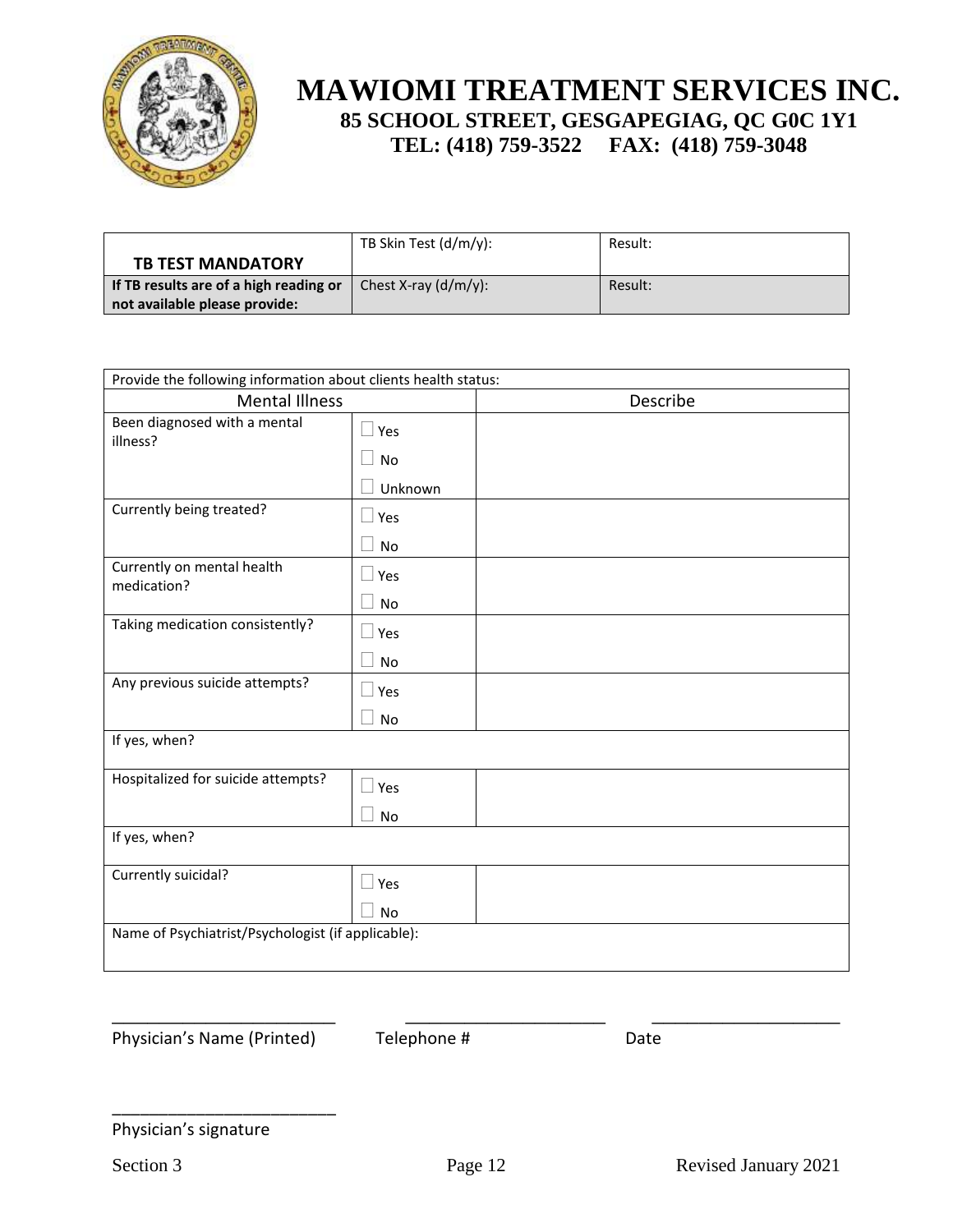# MAWIOMI TREATMENT SERVICES INC.

**85 SCHOOL STREET, GESGAPEGIAG, QC G0C 1Y1**

**TEL: (418) 759-3522 FAX: (418) 759-3048**

| | | |
|---|---|---|
| **TB TEST MANDATORY** | TB Skin Test (d/m/y): | Result: |
| **If TB results are of a high reading or not available please provide:** | Chest X-ray (d/m/y): | Result: |

Provide the following information about clients health status:

| Mental Illness | | Describe |
|---|---|---|
| Been diagnosed with a mental illness? | ☐ Yes ☐ No ☐ Unknown | |
| Currently being treated? | ☐ Yes ☐ No | |
| Currently on mental health medication? | ☐ Yes ☐ No | |
| Taking medication consistently? | ☐ Yes ☐ No | |
| Any previous suicide attempts? | ☐ Yes ☐ No | |
| If yes, when? | | |
| Hospitalized for suicide attempts? | ☐ Yes ☐ No | |
| If yes, when? | | |
| Currently suicidal? | ☐ Yes ☐ No | |
| Name of Psychiatrist/Psychologist (if applicable): | | |

_________________________ _____________________ ____________________

Physician's Name (Printed) Telephone # Date

_________________________

Physician's signature

Section 3 Revised January 2021